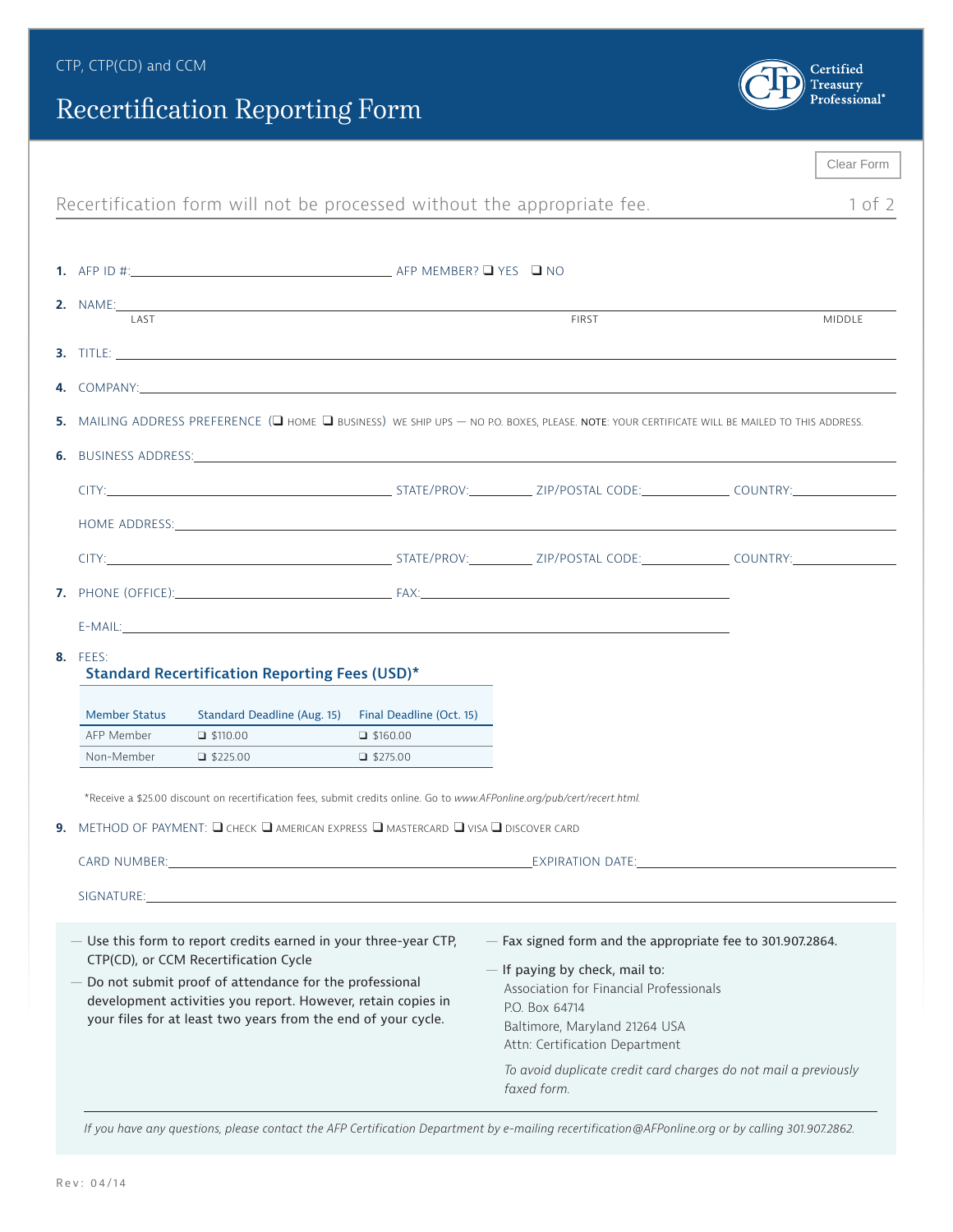CTP, CTP(CD) and CCM

# Recertification Reporting Form

Certified Treasury Professional®

Clear Form

Recertification form will not be processed without the appropriate fee.

**1.** AFP ID #:\_\_\_\_\_\_\_\_\_\_\_\_\_\_\_\_\_\_ AFP MEMBER? ☐ YES ☐ NO

**2.** NAME:\_\_\_\_\_\_\_\_\_\_\_\_\_\_\_\_\_\_
LAST FIRST MIDDLE

**3.** TITLE:\_\_\_\_\_\_\_\_\_\_\_\_\_\_\_\_\_\_

**4.** COMPANY:\_\_\_\_\_\_\_\_\_\_\_\_\_\_\_\_\_\_

**5.** MAILING ADDRESS PREFERENCE (☐ HOME ☐ BUSINESS) WE SHIP UPS — NO P.O. BOXES, PLEASE. **NOTE**: YOUR CERTIFICATE WILL BE MAILED TO THIS ADDRESS.

**6.** BUSINESS ADDRESS:\_\_\_\_\_\_\_\_\_\_\_\_\_\_\_\_\_\_

CITY:\_\_\_\_\_\_\_\_\_\_ STATE/PROV:\_\_\_\_\_\_ ZIP/POSTAL CODE:\_\_\_\_\_\_ COUNTRY:\_\_\_\_\_\_

HOME ADDRESS:\_\_\_\_\_\_\_\_\_\_\_\_\_\_\_\_\_\_

CITY:\_\_\_\_\_\_\_\_\_\_ STATE/PROV:\_\_\_\_\_\_ ZIP/POSTAL CODE:\_\_\_\_\_\_ COUNTRY:\_\_\_\_\_\_

**7.** PHONE (OFFICE):\_\_\_\_\_\_\_\_\_\_ FAX:\_\_\_\_\_\_\_\_\_\_

E-MAIL:\_\_\_\_\_\_\_\_\_\_\_\_\_\_\_\_\_\_

**8.** FEES:

**Standard Recertification Reporting Fees (USD)***

| Member Status | Standard Deadline (Aug. 15) | Final Deadline (Oct. 15) |
|---|---|---|
| AFP Member | ☐ $110.00 | ☐ $160.00 |
| Non-Member | ☐ $225.00 | ☐ $275.00 |

*Receive a $25.00 discount on recertification fees, submit credits online. Go to *www.AFPonline.org/pub/cert/recert.html.*

**9.** METHOD OF PAYMENT: ☐ CHECK ☐ AMERICAN EXPRESS ☐ MASTERCARD ☐ VISA ☐ DISCOVER CARD

CARD NUMBER:\_\_\_\_\_\_\_\_\_\_\_\_\_\_\_\_\_\_ EXPIRATION DATE:\_\_\_\_\_\_\_\_\_\_

SIGNATURE:\_\_\_\_\_\_\_\_\_\_\_\_\_\_\_\_\_\_

- Use this form to report credits earned in your three-year CTP, CTP(CD), or CCM Recertification Cycle
- Do not submit proof of attendance for the professional development activities you report. However, retain copies in your files for at least two years from the end of your cycle.
- Fax signed form and the appropriate fee to 301.907.2864.
- If paying by check, mail to:
  Association for Financial Professionals
  P.O. Box 64714
  Baltimore, Maryland 21264 USA
  Attn: Certification Department

  *To avoid duplicate credit card charges do not mail a previously faxed form.*

*If you have any questions, please contact the AFP Certification Department by e-mailing recertification@AFPonline.org or by calling 301.907.2862.*

Rev: 04/14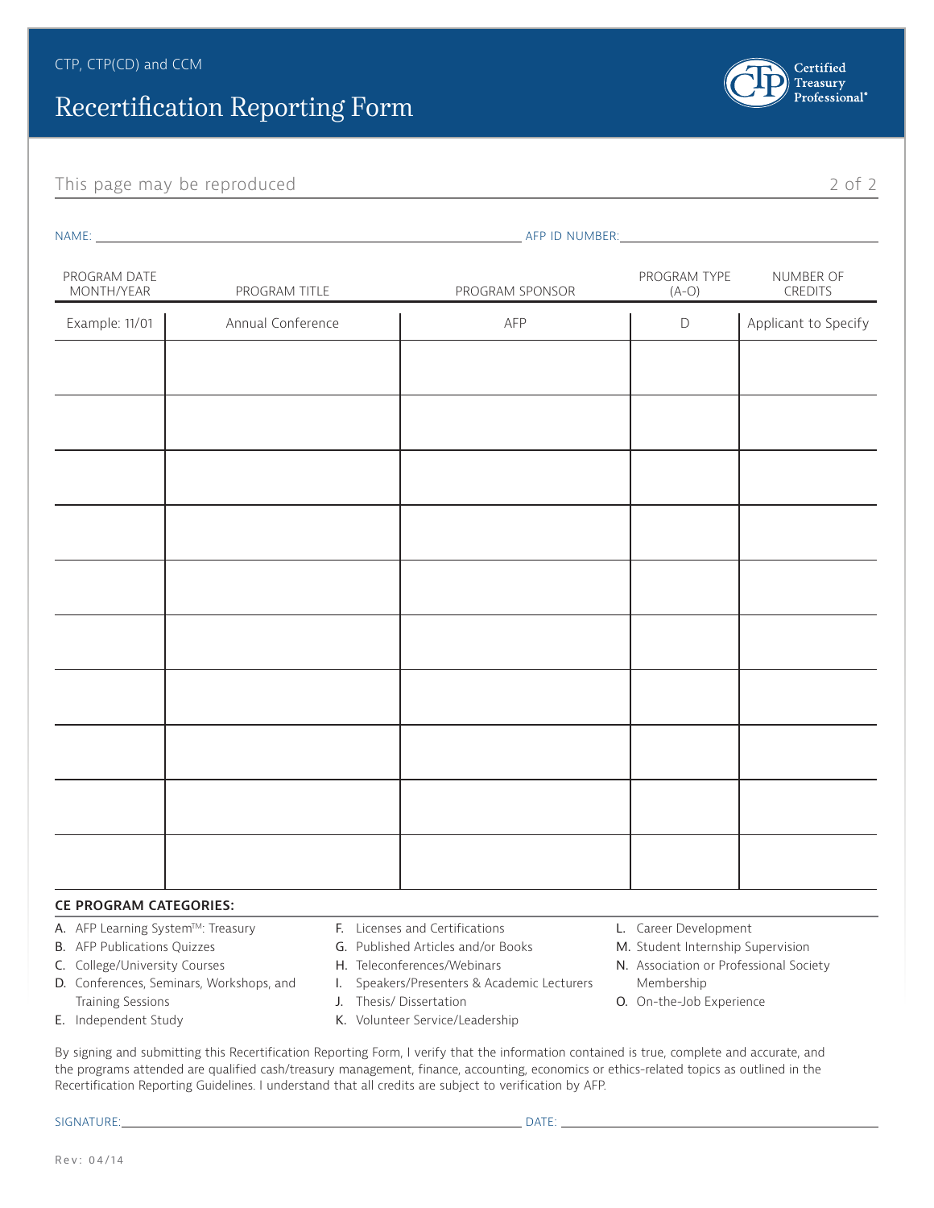CTP, CTP(CD) and CCM

# Recertification Reporting Form

Certified Treasury Professional®

This page may be reproduced

NAME: ______________________ AFP ID NUMBER: ______________________

| PROGRAM DATE MONTH/YEAR | PROGRAM TITLE | PROGRAM SPONSOR | PROGRAM TYPE (A-O) | NUMBER OF CREDITS |
|---|---|---|---|---|
| Example: 11/01 | Annual Conference | AFP | D | Applicant to Specify |
| | | | | |
| | | | | |
| | | | | |
| | | | | |
| | | | | |
| | | | | |
| | | | | |
| | | | | |
| | | | | |
| | | | | |

**CE PROGRAM CATEGORIES:**

- **A.** AFP Learning System™: Treasury
- **B.** AFP Publications Quizzes
- **C.** College/University Courses
- **D.** Conferences, Seminars, Workshops, and Training Sessions
- **E.** Independent Study
- **F.** Licenses and Certifications
- **G.** Published Articles and/or Books
- **H.** Teleconferences/Webinars
- **I.** Speakers/Presenters & Academic Lecturers
- **J.** Thesis/ Dissertation
- **K.** Volunteer Service/Leadership
- **L.** Career Development
- **M.** Student Internship Supervision
- **N.** Association or Professional Society Membership
- **O.** On-the-Job Experience

By signing and submitting this Recertification Reporting Form, I verify that the information contained is true, complete and accurate, and the programs attended are qualified cash/treasury management, finance, accounting, economics or ethics-related topics as outlined in the Recertification Reporting Guidelines. I understand that all credits are subject to verification by AFP.

SIGNATURE: ______________________ DATE: ______________________

Rev: 04/14